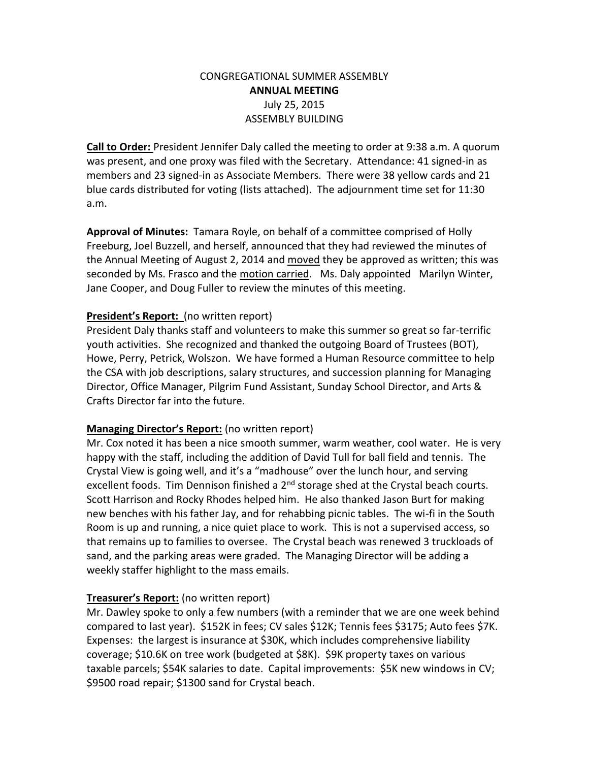CONGREGATIONAL SUMMER ASSEMBLY
**ANNUAL MEETING**
July 25, 2015
ASSEMBLY BUILDING

**Call to Order:** President Jennifer Daly called the meeting to order at 9:38 a.m. A quorum was present, and one proxy was filed with the Secretary. Attendance: 41 signed-in as members and 23 signed-in as Associate Members. There were 38 yellow cards and 21 blue cards distributed for voting (lists attached). The adjournment time set for 11:30 a.m.

**Approval of Minutes:** Tamara Royle, on behalf of a committee comprised of Holly Freeburg, Joel Buzzell, and herself, announced that they had reviewed the minutes of the Annual Meeting of August 2, 2014 and moved they be approved as written; this was seconded by Ms. Frasco and the motion carried. Ms. Daly appointed Marilyn Winter, Jane Cooper, and Doug Fuller to review the minutes of this meeting.

**President's Report:** (no written report)
President Daly thanks staff and volunteers to make this summer so great so far-terrific youth activities. She recognized and thanked the outgoing Board of Trustees (BOT), Howe, Perry, Petrick, Wolszon. We have formed a Human Resource committee to help the CSA with job descriptions, salary structures, and succession planning for Managing Director, Office Manager, Pilgrim Fund Assistant, Sunday School Director, and Arts & Crafts Director far into the future.

**Managing Director's Report:** (no written report)
Mr. Cox noted it has been a nice smooth summer, warm weather, cool water. He is very happy with the staff, including the addition of David Tull for ball field and tennis. The Crystal View is going well, and it's a "madhouse" over the lunch hour, and serving excellent foods. Tim Dennison finished a 2nd storage shed at the Crystal beach courts. Scott Harrison and Rocky Rhodes helped him. He also thanked Jason Burt for making new benches with his father Jay, and for rehabbing picnic tables. The wi-fi in the South Room is up and running, a nice quiet place to work. This is not a supervised access, so that remains up to families to oversee. The Crystal beach was renewed 3 truckloads of sand, and the parking areas were graded. The Managing Director will be adding a weekly staffer highlight to the mass emails.

**Treasurer's Report:** (no written report)
Mr. Dawley spoke to only a few numbers (with a reminder that we are one week behind compared to last year). $152K in fees; CV sales $12K; Tennis fees $3175; Auto fees $7K. Expenses: the largest is insurance at $30K, which includes comprehensive liability coverage; $10.6K on tree work (budgeted at $8K). $9K property taxes on various taxable parcels; $54K salaries to date. Capital improvements: $5K new windows in CV; $9500 road repair; $1300 sand for Crystal beach.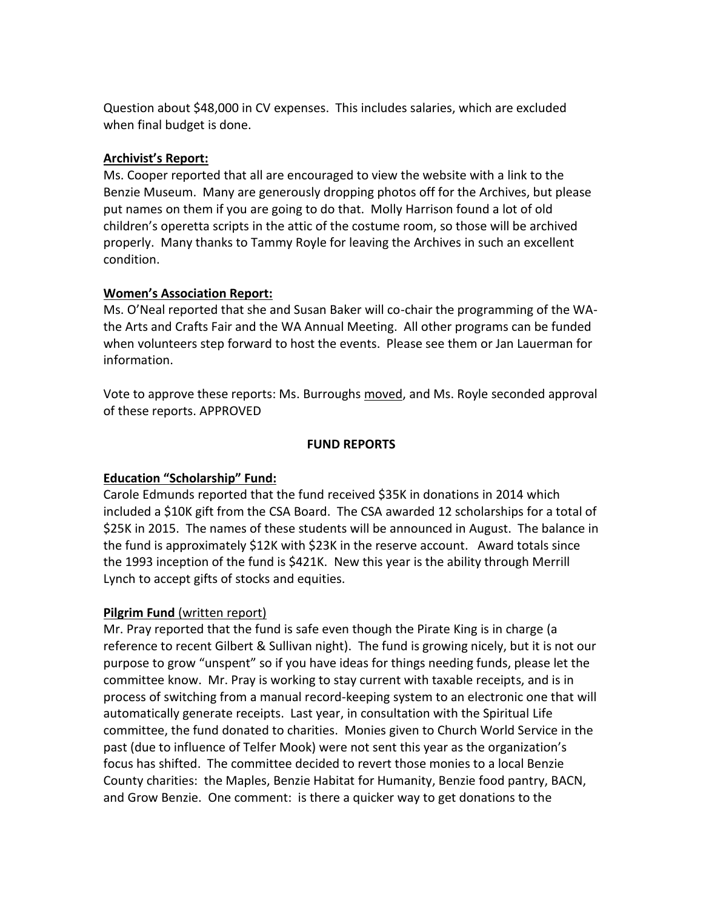Question about $48,000 in CV expenses. This includes salaries, which are excluded when final budget is done.

**Archivist's Report:**

Ms. Cooper reported that all are encouraged to view the website with a link to the Benzie Museum. Many are generously dropping photos off for the Archives, but please put names on them if you are going to do that. Molly Harrison found a lot of old children's operetta scripts in the attic of the costume room, so those will be archived properly. Many thanks to Tammy Royle for leaving the Archives in such an excellent condition.

**Women's Association Report:**

Ms. O'Neal reported that she and Susan Baker will co-chair the programming of the WA- the Arts and Crafts Fair and the WA Annual Meeting. All other programs can be funded when volunteers step forward to host the events. Please see them or Jan Lauerman for information.

Vote to approve these reports: Ms. Burroughs moved, and Ms. Royle seconded approval of these reports. APPROVED

**FUND REPORTS**

**Education "Scholarship" Fund:**

Carole Edmunds reported that the fund received $35K in donations in 2014 which included a $10K gift from the CSA Board. The CSA awarded 12 scholarships for a total of $25K in 2015. The names of these students will be announced in August. The balance in the fund is approximately $12K with $23K in the reserve account. Award totals since the 1993 inception of the fund is $421K. New this year is the ability through Merrill Lynch to accept gifts of stocks and equities.

**Pilgrim Fund** (written report)

Mr. Pray reported that the fund is safe even though the Pirate King is in charge (a reference to recent Gilbert & Sullivan night). The fund is growing nicely, but it is not our purpose to grow "unspent" so if you have ideas for things needing funds, please let the committee know. Mr. Pray is working to stay current with taxable receipts, and is in process of switching from a manual record-keeping system to an electronic one that will automatically generate receipts. Last year, in consultation with the Spiritual Life committee, the fund donated to charities. Monies given to Church World Service in the past (due to influence of Telfer Mook) were not sent this year as the organization's focus has shifted. The committee decided to revert those monies to a local Benzie County charities: the Maples, Benzie Habitat for Humanity, Benzie food pantry, BACN, and Grow Benzie. One comment: is there a quicker way to get donations to the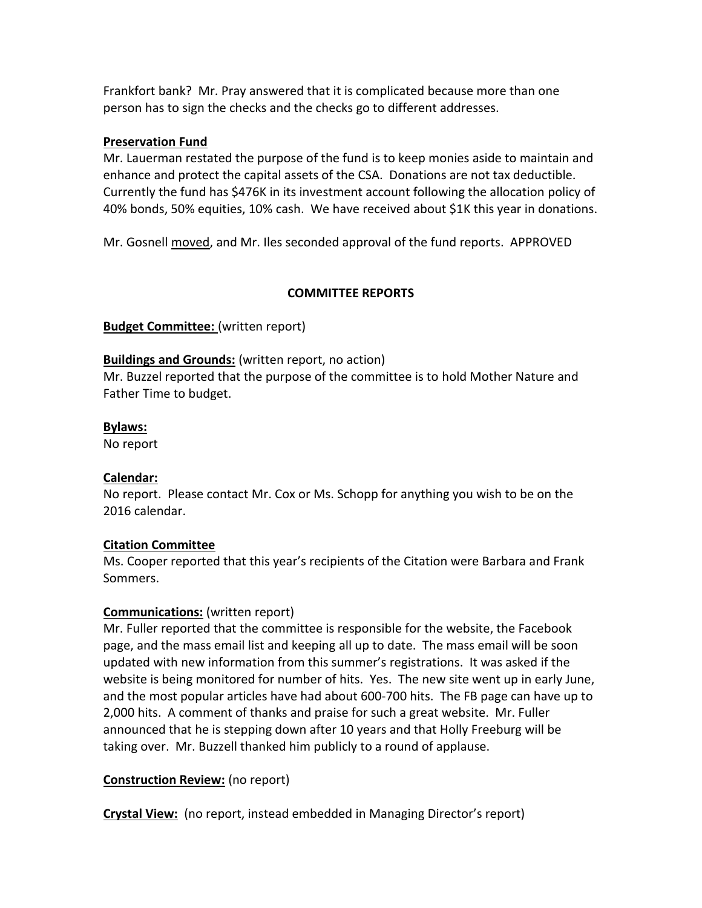Frankfort bank? Mr. Pray answered that it is complicated because more than one person has to sign the checks and the checks go to different addresses.

**Preservation Fund**

Mr. Lauerman restated the purpose of the fund is to keep monies aside to maintain and enhance and protect the capital assets of the CSA. Donations are not tax deductible. Currently the fund has $476K in its investment account following the allocation policy of 40% bonds, 50% equities, 10% cash. We have received about $1K this year in donations.

Mr. Gosnell moved, and Mr. Iles seconded approval of the fund reports. APPROVED

## COMMITTEE REPORTS

**Budget Committee:** (written report)

**Buildings and Grounds:** (written report, no action)
Mr. Buzzel reported that the purpose of the committee is to hold Mother Nature and Father Time to budget.

**Bylaws:**
No report

**Calendar:**
No report. Please contact Mr. Cox or Ms. Schopp for anything you wish to be on the 2016 calendar.

**Citation Committee**
Ms. Cooper reported that this year's recipients of the Citation were Barbara and Frank Sommers.

**Communications:** (written report)
Mr. Fuller reported that the committee is responsible for the website, the Facebook page, and the mass email list and keeping all up to date. The mass email will be soon updated with new information from this summer's registrations. It was asked if the website is being monitored for number of hits. Yes. The new site went up in early June, and the most popular articles have had about 600-700 hits. The FB page can have up to 2,000 hits. A comment of thanks and praise for such a great website. Mr. Fuller announced that he is stepping down after 10 years and that Holly Freeburg will be taking over. Mr. Buzzell thanked him publicly to a round of applause.

**Construction Review:** (no report)

**Crystal View:** (no report, instead embedded in Managing Director's report)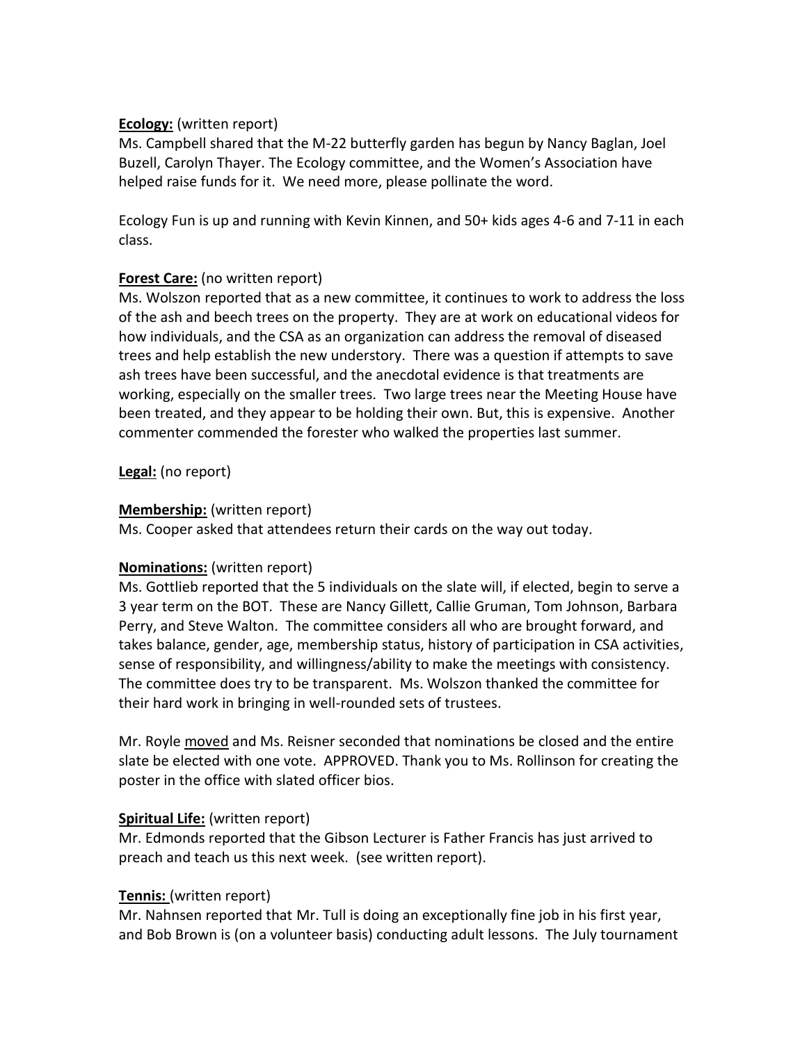**Ecology:** (written report)
Ms. Campbell shared that the M-22 butterfly garden has begun by Nancy Baglan, Joel Buzell, Carolyn Thayer. The Ecology committee, and the Women's Association have helped raise funds for it. We need more, please pollinate the word.

Ecology Fun is up and running with Kevin Kinnen, and 50+ kids ages 4-6 and 7-11 in each class.

**Forest Care:** (no written report)
Ms. Wolszon reported that as a new committee, it continues to work to address the loss of the ash and beech trees on the property. They are at work on educational videos for how individuals, and the CSA as an organization can address the removal of diseased trees and help establish the new understory. There was a question if attempts to save ash trees have been successful, and the anecdotal evidence is that treatments are working, especially on the smaller trees. Two large trees near the Meeting House have been treated, and they appear to be holding their own. But, this is expensive. Another commenter commended the forester who walked the properties last summer.

**Legal:** (no report)

**Membership:** (written report)
Ms. Cooper asked that attendees return their cards on the way out today.

**Nominations:** (written report)
Ms. Gottlieb reported that the 5 individuals on the slate will, if elected, begin to serve a 3 year term on the BOT. These are Nancy Gillett, Callie Gruman, Tom Johnson, Barbara Perry, and Steve Walton. The committee considers all who are brought forward, and takes balance, gender, age, membership status, history of participation in CSA activities, sense of responsibility, and willingness/ability to make the meetings with consistency. The committee does try to be transparent. Ms. Wolszon thanked the committee for their hard work in bringing in well-rounded sets of trustees.

Mr. Royle <u>moved</u> and Ms. Reisner seconded that nominations be closed and the entire slate be elected with one vote. APPROVED. Thank you to Ms. Rollinson for creating the poster in the office with slated officer bios.

**Spiritual Life:** (written report)
Mr. Edmonds reported that the Gibson Lecturer is Father Francis has just arrived to preach and teach us this next week. (see written report).

**Tennis:** (written report)
Mr. Nahnsen reported that Mr. Tull is doing an exceptionally fine job in his first year, and Bob Brown is (on a volunteer basis) conducting adult lessons. The July tournament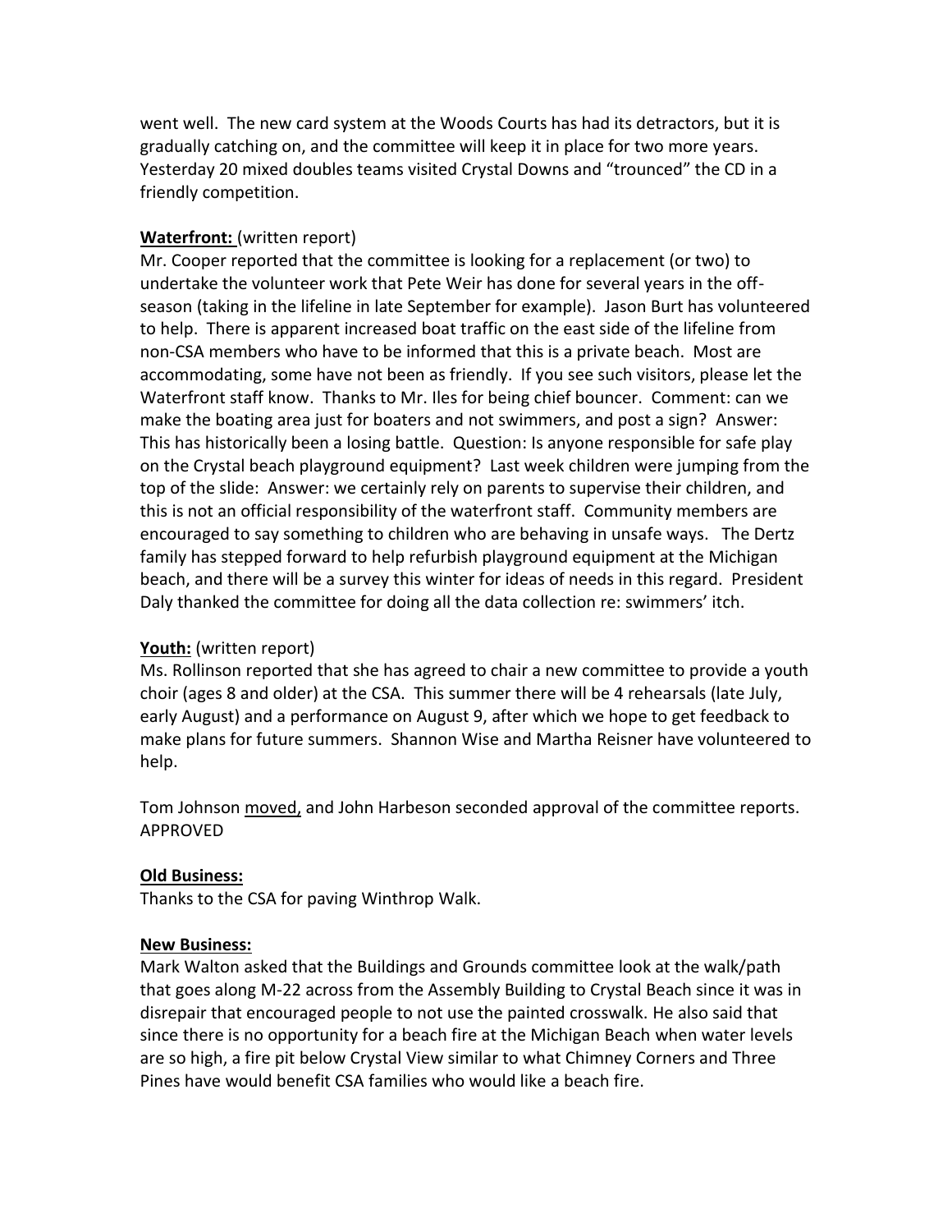went well. The new card system at the Woods Courts has had its detractors, but it is gradually catching on, and the committee will keep it in place for two more years. Yesterday 20 mixed doubles teams visited Crystal Downs and "trounced" the CD in a friendly competition.

**Waterfront:** (written report)
Mr. Cooper reported that the committee is looking for a replacement (or two) to undertake the volunteer work that Pete Weir has done for several years in the off-season (taking in the lifeline in late September for example). Jason Burt has volunteered to help. There is apparent increased boat traffic on the east side of the lifeline from non-CSA members who have to be informed that this is a private beach. Most are accommodating, some have not been as friendly. If you see such visitors, please let the Waterfront staff know. Thanks to Mr. Iles for being chief bouncer. Comment: can we make the boating area just for boaters and not swimmers, and post a sign? Answer: This has historically been a losing battle. Question: Is anyone responsible for safe play on the Crystal beach playground equipment? Last week children were jumping from the top of the slide: Answer: we certainly rely on parents to supervise their children, and this is not an official responsibility of the waterfront staff. Community members are encouraged to say something to children who are behaving in unsafe ways. The Dertz family has stepped forward to help refurbish playground equipment at the Michigan beach, and there will be a survey this winter for ideas of needs in this regard. President Daly thanked the committee for doing all the data collection re: swimmers' itch.

**Youth:** (written report)
Ms. Rollinson reported that she has agreed to chair a new committee to provide a youth choir (ages 8 and older) at the CSA. This summer there will be 4 rehearsals (late July, early August) and a performance on August 9, after which we hope to get feedback to make plans for future summers. Shannon Wise and Martha Reisner have volunteered to help.

Tom Johnson moved, and John Harbeson seconded approval of the committee reports. APPROVED

**Old Business:**
Thanks to the CSA for paving Winthrop Walk.

**New Business:**
Mark Walton asked that the Buildings and Grounds committee look at the walk/path that goes along M-22 across from the Assembly Building to Crystal Beach since it was in disrepair that encouraged people to not use the painted crosswalk. He also said that since there is no opportunity for a beach fire at the Michigan Beach when water levels are so high, a fire pit below Crystal View similar to what Chimney Corners and Three Pines have would benefit CSA families who would like a beach fire.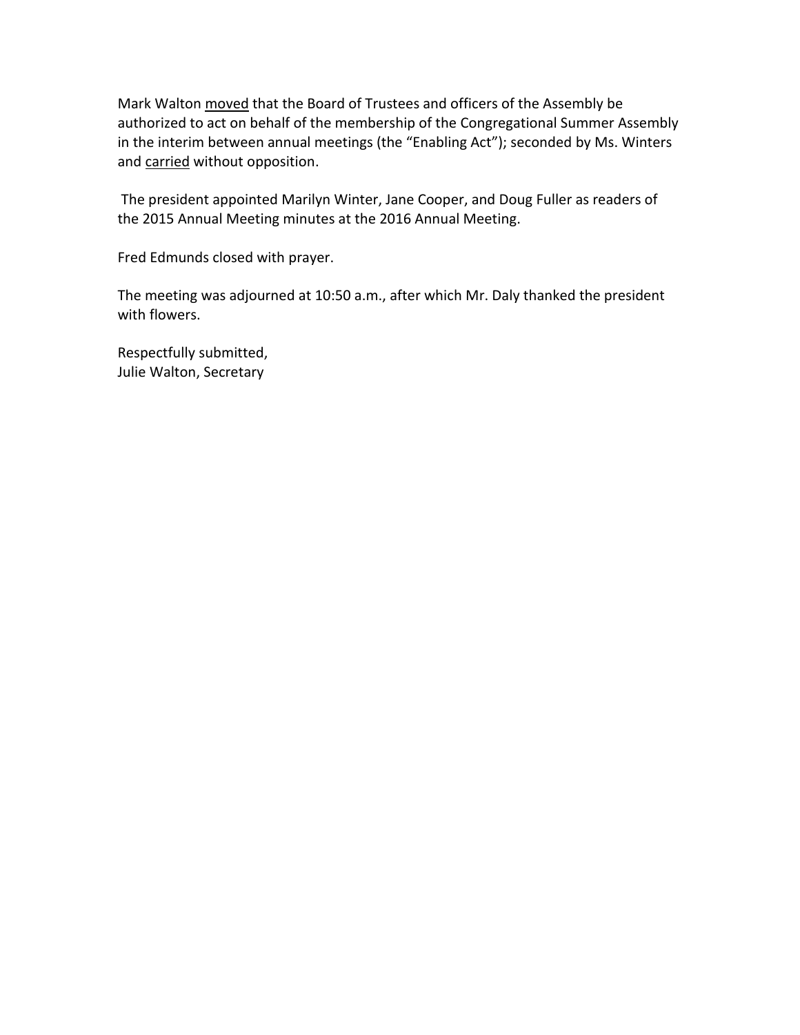Mark Walton <u>moved</u> that the Board of Trustees and officers of the Assembly be authorized to act on behalf of the membership of the Congregational Summer Assembly in the interim between annual meetings (the "Enabling Act"); seconded by Ms. Winters and <u>carried</u> without opposition.

The president appointed Marilyn Winter, Jane Cooper, and Doug Fuller as readers of the 2015 Annual Meeting minutes at the 2016 Annual Meeting.

Fred Edmunds closed with prayer.

The meeting was adjourned at 10:50 a.m., after which Mr. Daly thanked the president with flowers.

Respectfully submitted,
Julie Walton, Secretary